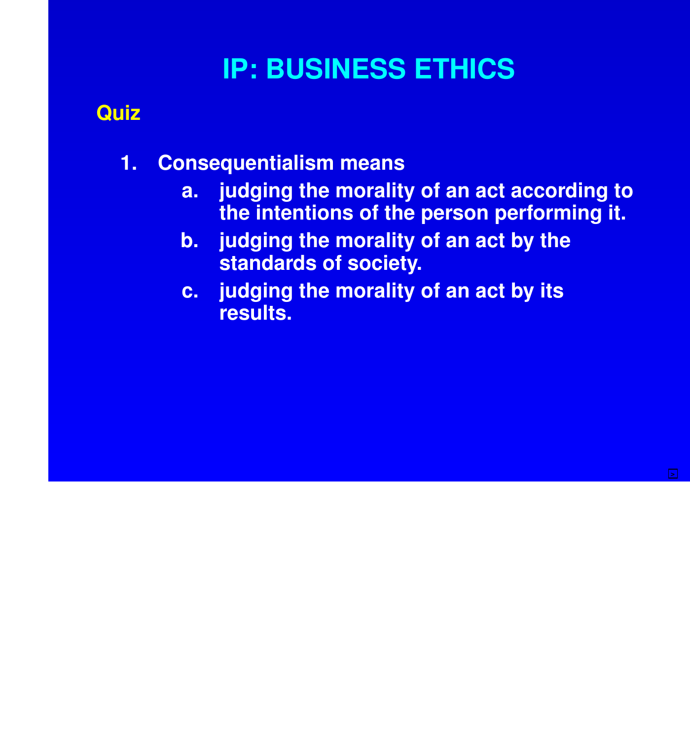# IP: BUSINESS ETHICS

## Quiz

1. Consequentialism means
   a. judging the morality of an act according to the intentions of the person performing it.
   b. judging the morality of an act by the standards of society.
   c. judging the morality of an act by its results.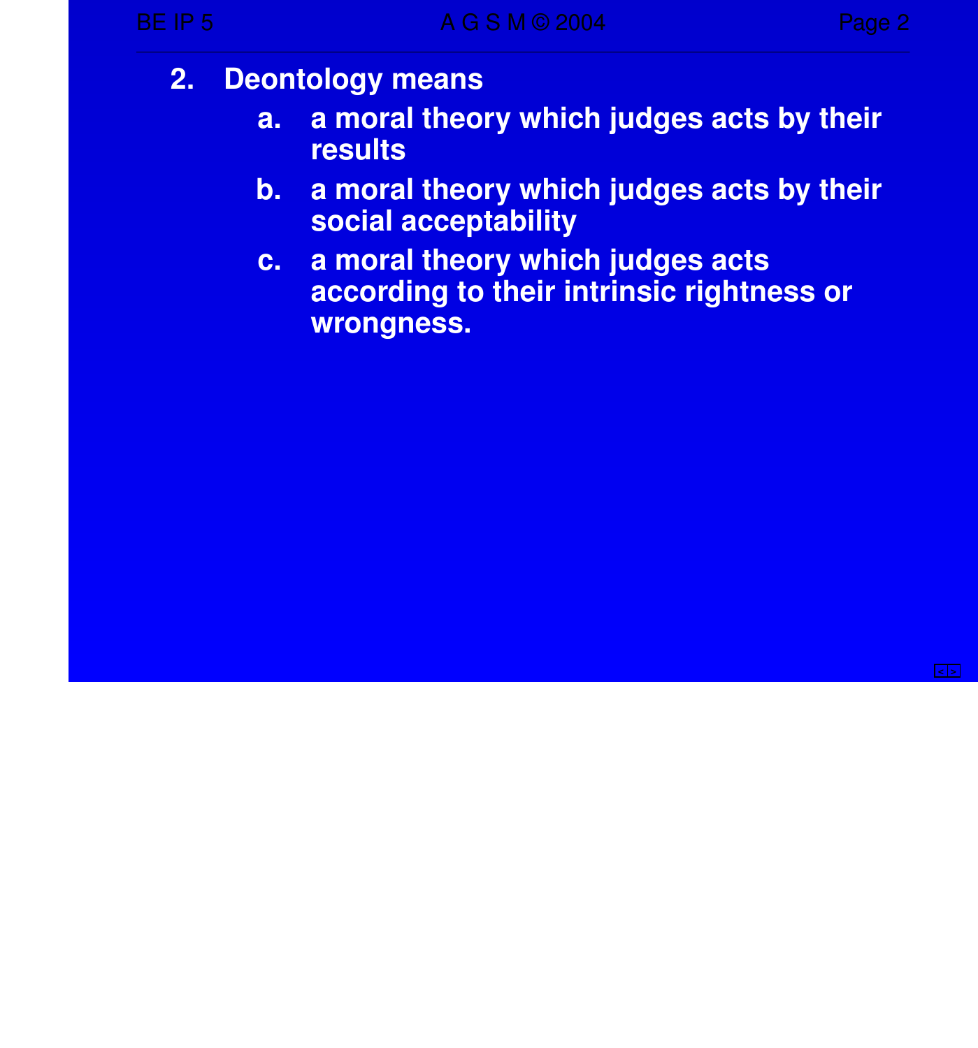2. Deontology means

   a. a moral theory which judges acts by their results

   b. a moral theory which judges acts by their social acceptability

   c. a moral theory which judges acts according to their intrinsic rightness or wrongness.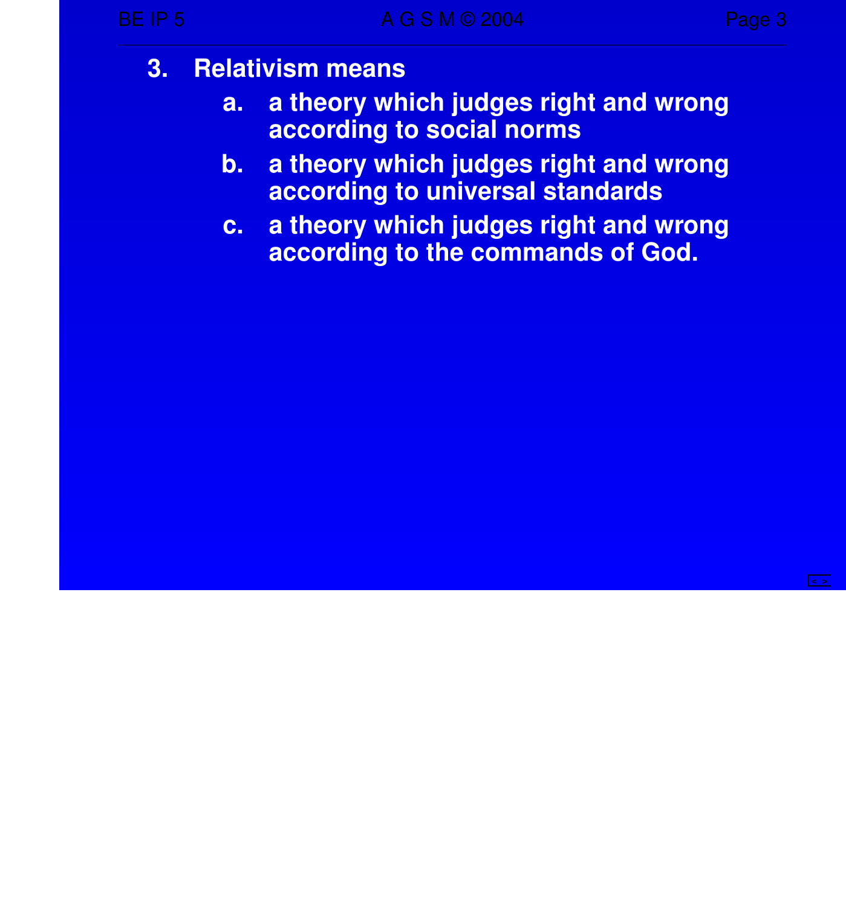3. Relativism means
   a. a theory which judges right and wrong according to social norms
   b. a theory which judges right and wrong according to universal standards
   c. a theory which judges right and wrong according to the commands of God.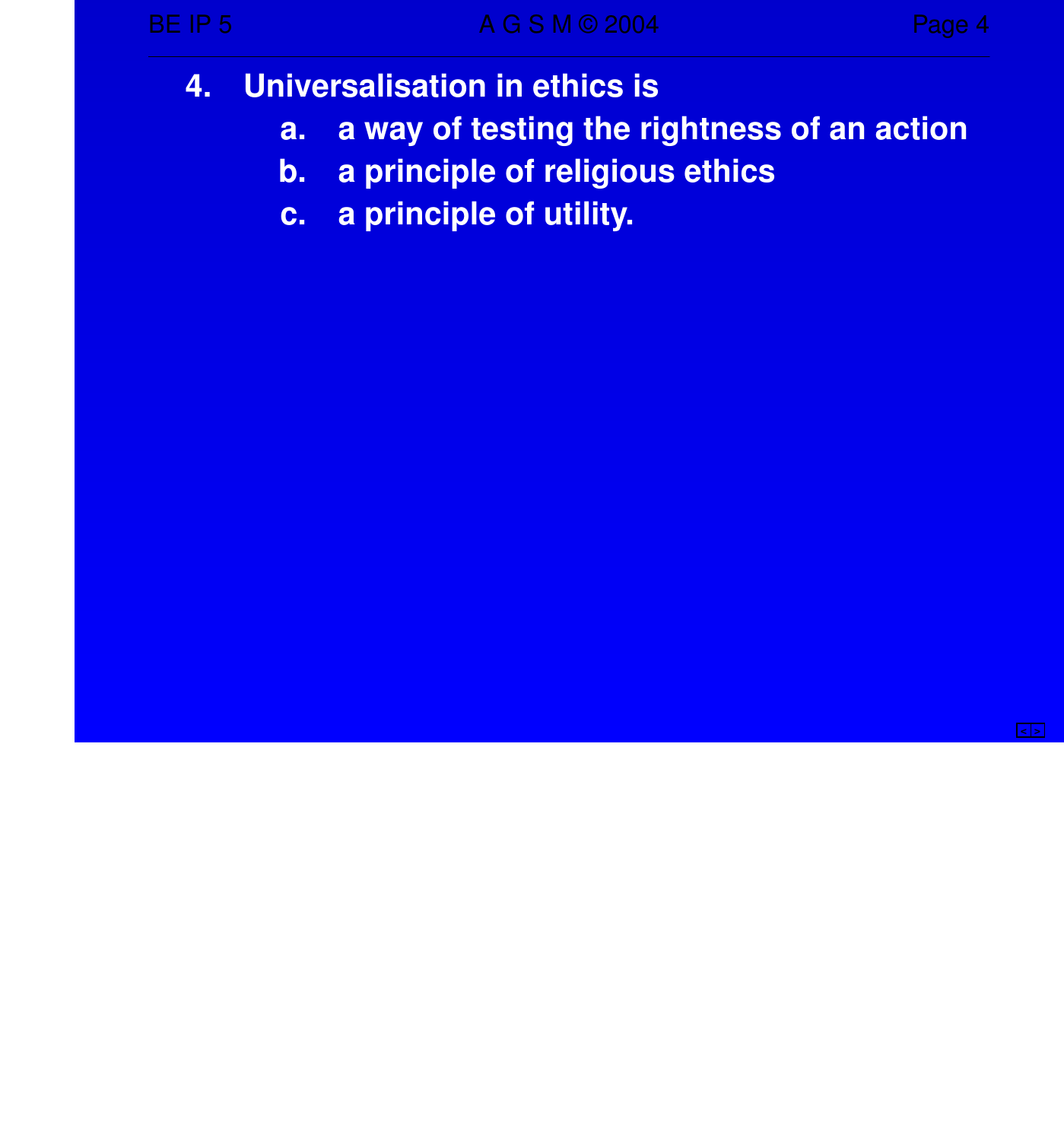4. **Universalisation in ethics is**
    a. **a way of testing the rightness of an action**
    b. **a principle of religious ethics**
    c. **a principle of utility.**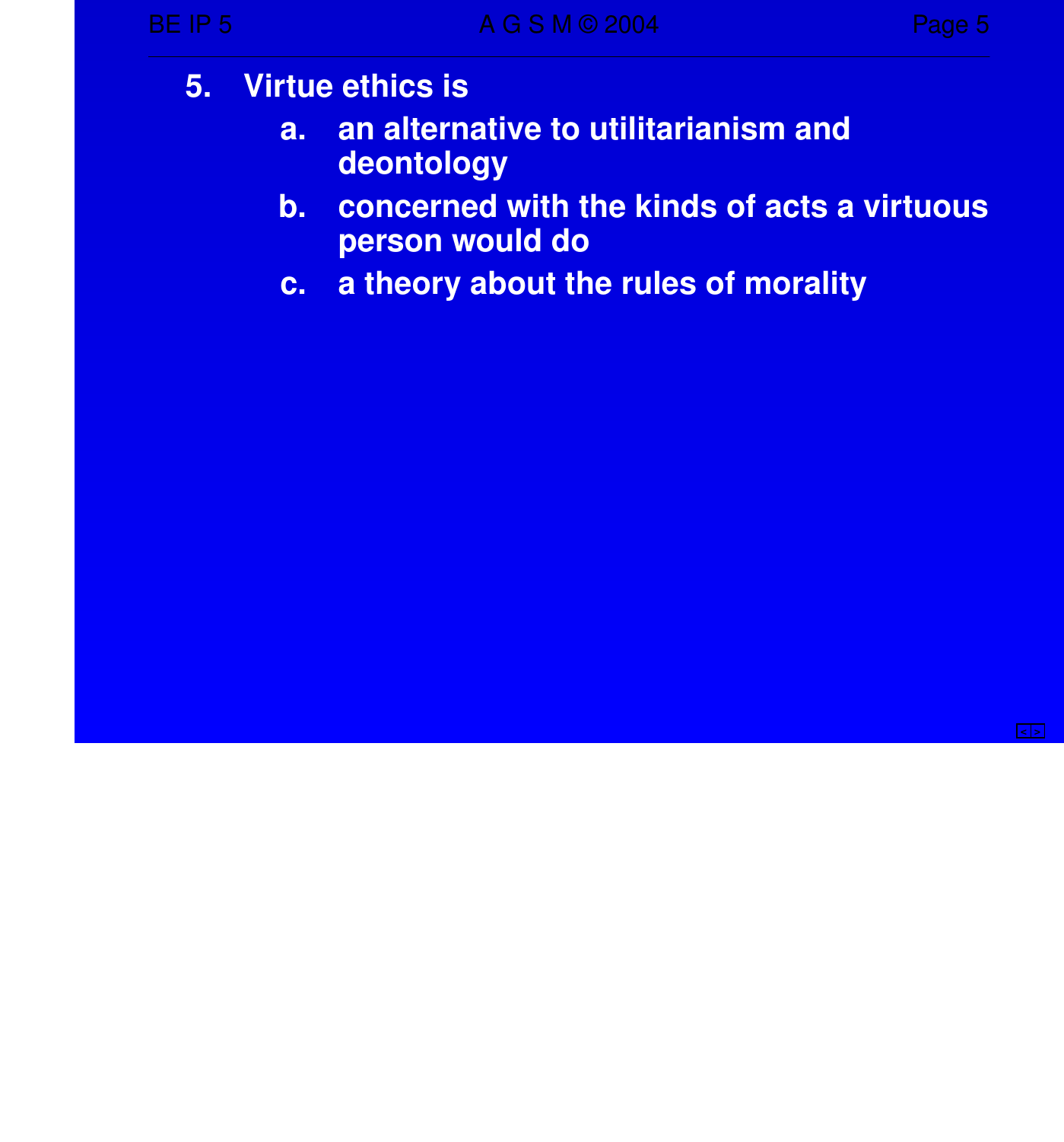5. Virtue ethics is
    a. an alternative to utilitarianism and deontology
    b. concerned with the kinds of acts a virtuous person would do
    c. a theory about the rules of morality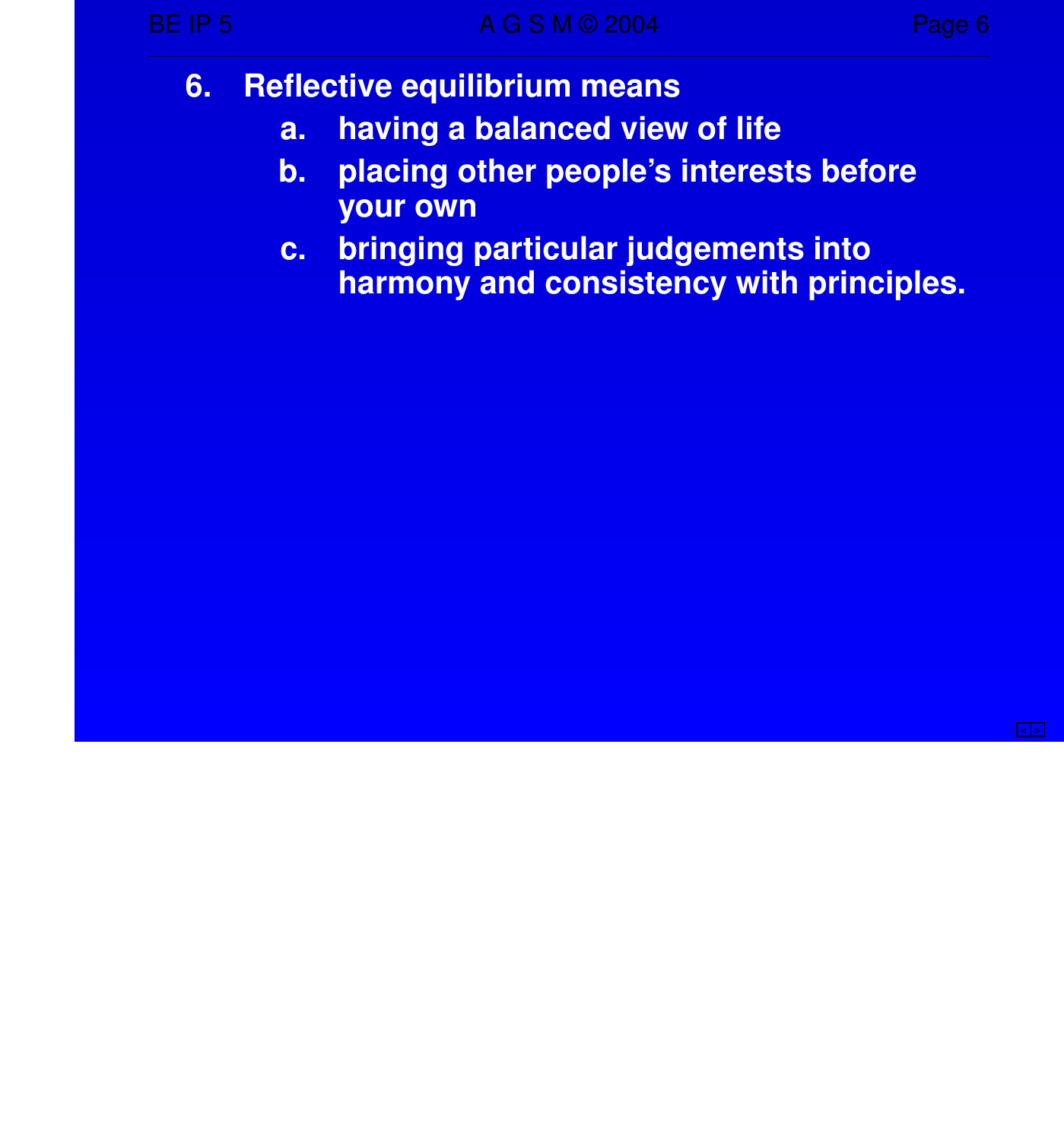6. Reflective equilibrium means
   a. having a balanced view of life
   b. placing other people's interests before your own
   c. bringing particular judgements into harmony and consistency with principles.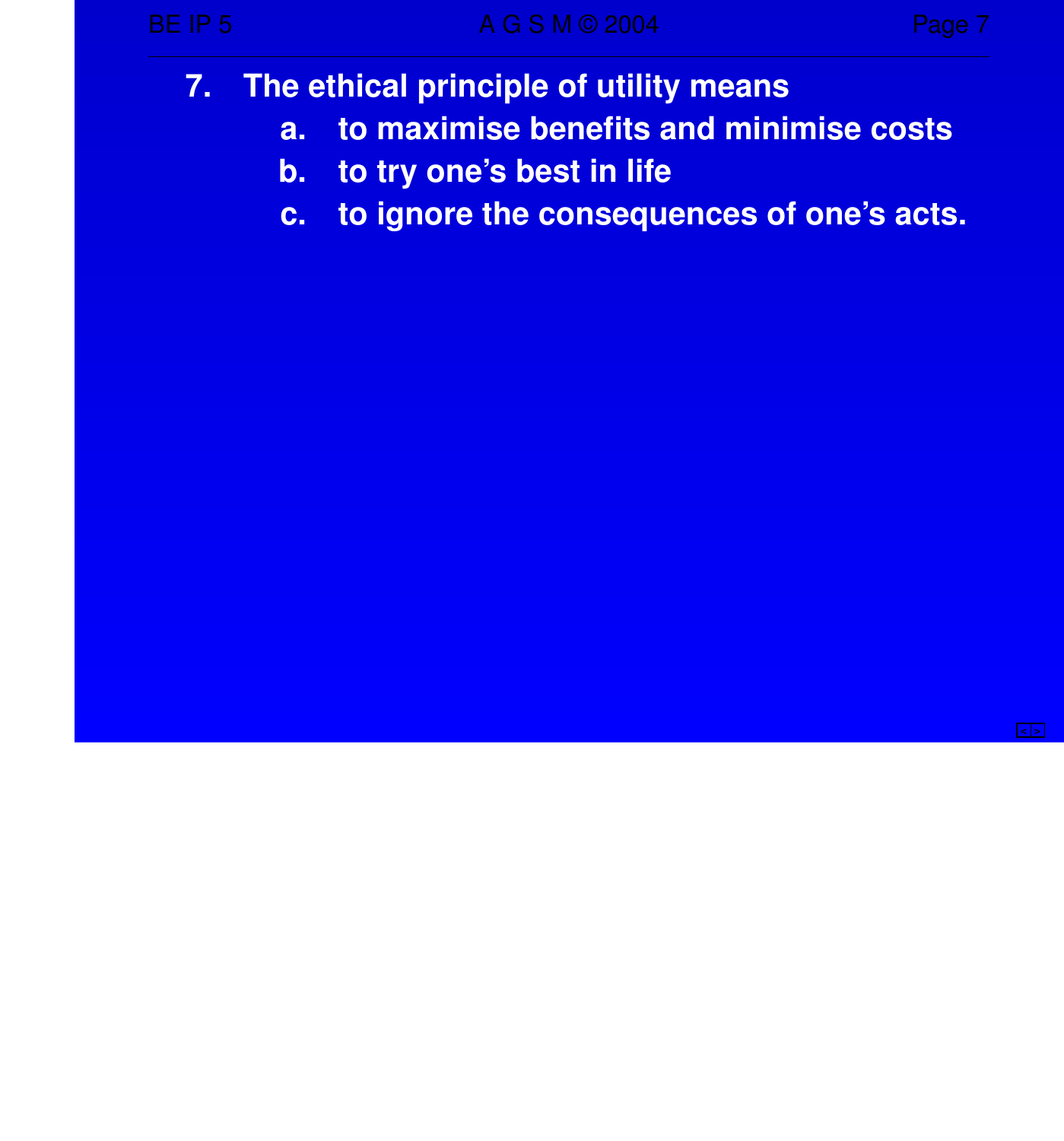7. **The ethical principle of utility means**
   a. **to maximise benefits and minimise costs**
   b. **to try one's best in life**
   c. **to ignore the consequences of one's acts.**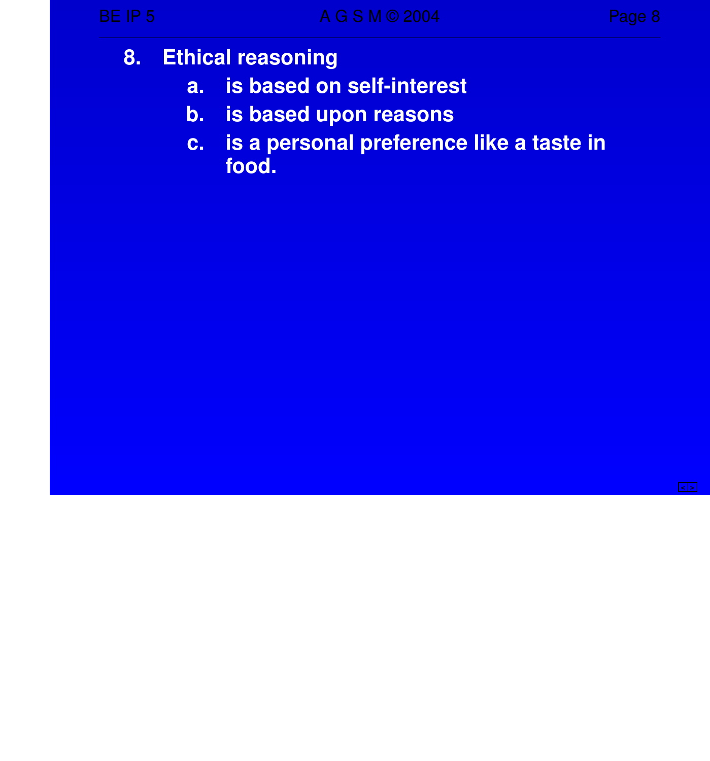8. **Ethical reasoning**
   a. **is based on self-interest**
   b. **is based upon reasons**
   c. **is a personal preference like a taste in food.**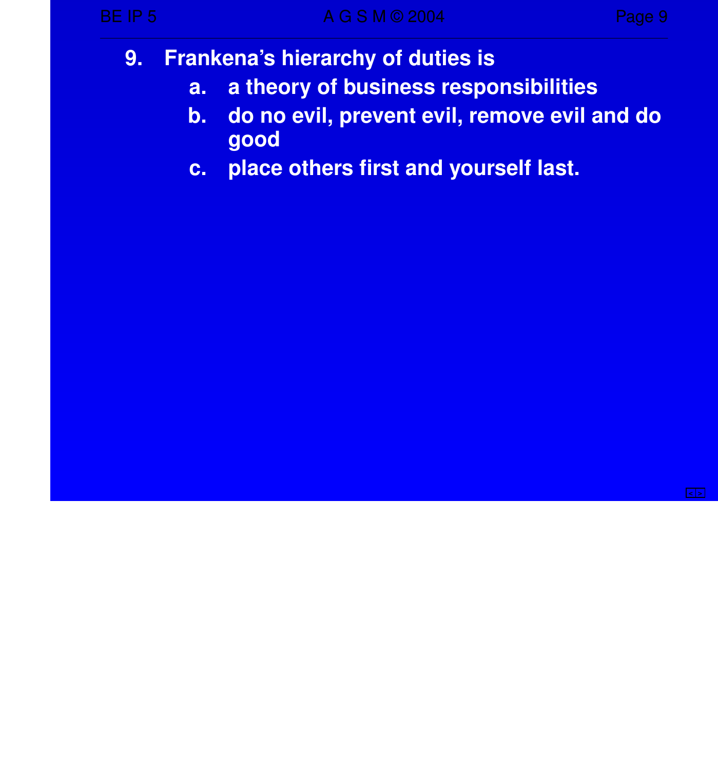9. Frankena’s hierarchy of duties is
   a. a theory of business responsibilities
   b. do no evil, prevent evil, remove evil and do good
   c. place others first and yourself last.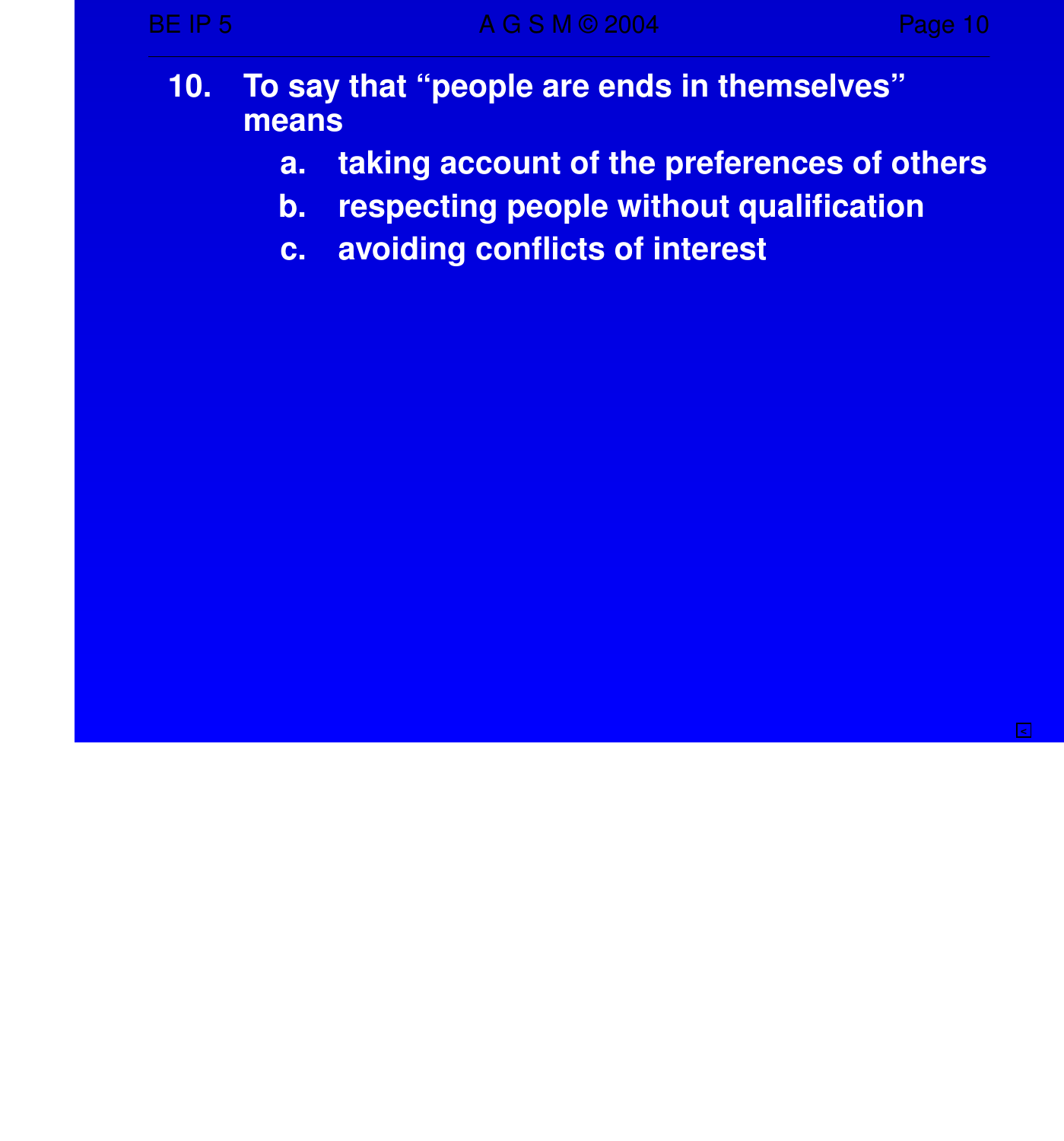10. To say that "people are ends in themselves" means

    a. taking account of the preferences of others

    b. respecting people without qualification

    c. avoiding conflicts of interest